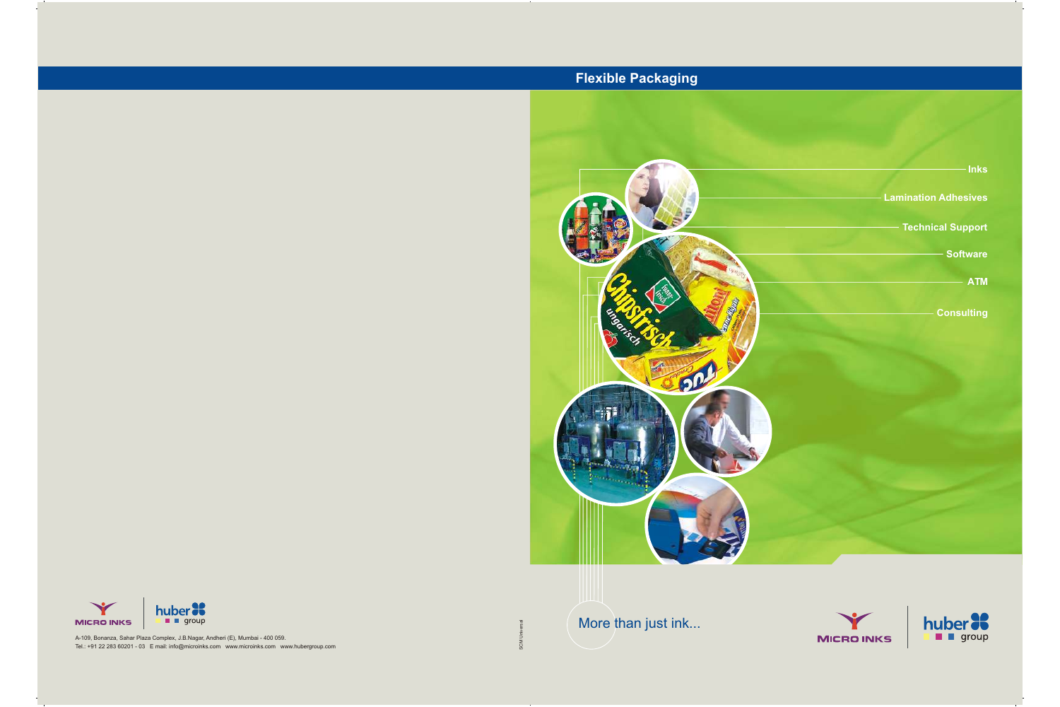# Flexible Packaging

- Inks
- Lamination Adhesives
- Technical Support
- Software
- ATM
- Consulting

More than just ink...

MICRO INKS | huber group

A-109, Bonanza, Sahar Plaza Complex, J.B.Nagar, Andheri (E), Mumbai - 400 059.
Tel.: +91 22 283 60201 - 03 E mail: info@microinks.com www.microinks.com www.hubergroup.com

SCM Universal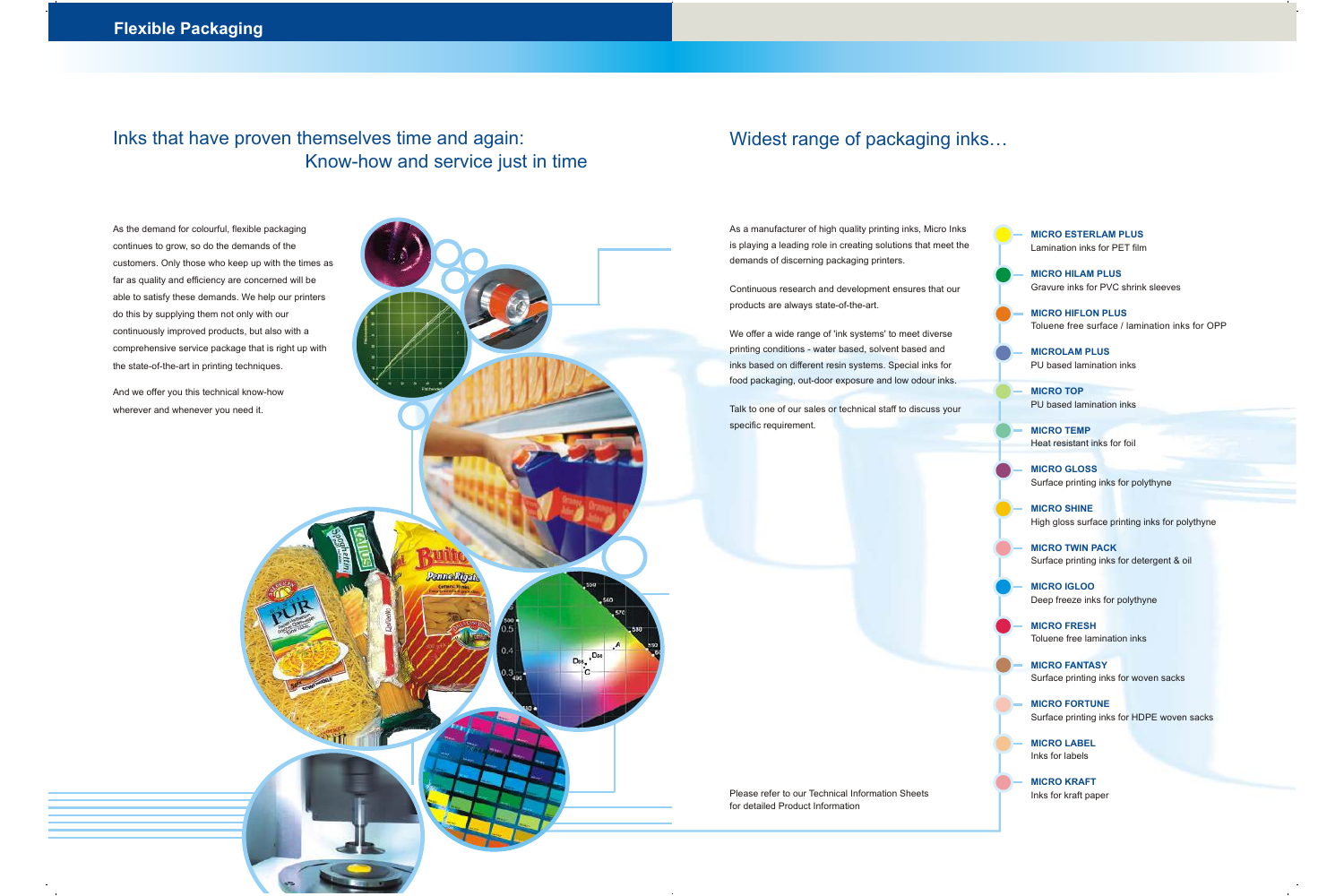## Flexible Packaging

# Inks that have proven themselves time and again: Know-how and service just in time

As the demand for colourful, flexible packaging continues to grow, so do the demands of the customers. Only those who keep up with the times as far as quality and efficiency are concerned will be able to satisfy these demands. We help our printers do this by supplying them not only with our continuously improved products, but also with a comprehensive service package that is right up with the state-of-the-art in printing techniques.

And we offer you this technical know-how wherever and whenever you need it.

# Widest range of packaging inks…

As a manufacturer of high quality printing inks, Micro Inks is playing a leading role in creating solutions that meet the demands of discerning packaging printers.

Continuous research and development ensures that our products are always state-of-the-art.

We offer a wide range of 'ink systems' to meet diverse printing conditions - water based, solvent based and inks based on different resin systems. Special inks for food packaging, out-door exposure and low odour inks.

Talk to one of our sales or technical staff to discuss your specific requirement.

Please refer to our Technical Information Sheets for detailed Product Information

**MICRO ESTERLAM PLUS**
Lamination inks for PET film

**MICRO HILAM PLUS**
Gravure inks for PVC shrink sleeves

**MICRO HIFLON PLUS**
Toluene free surface / lamination inks for OPP

**MICROLAM PLUS**
PU based lamination inks

**MICRO TOP**
PU based lamination inks

**MICRO TEMP**
Heat resistant inks for foil

**MICRO GLOSS**
Surface printing inks for polythyne

**MICRO SHINE**
High gloss surface printing inks for polythyne

**MICRO TWIN PACK**
Surface printing inks for detergent & oil

**MICRO IGLOO**
Deep freeze inks for polythyne

**MICRO FRESH**
Toluene free lamination inks

**MICRO FANTASY**
Surface printing inks for woven sacks

**MICRO FORTUNE**
Surface printing inks for HDPE woven sacks

**MICRO LABEL**
Inks for labels

**MICRO KRAFT**
Inks for kraft paper